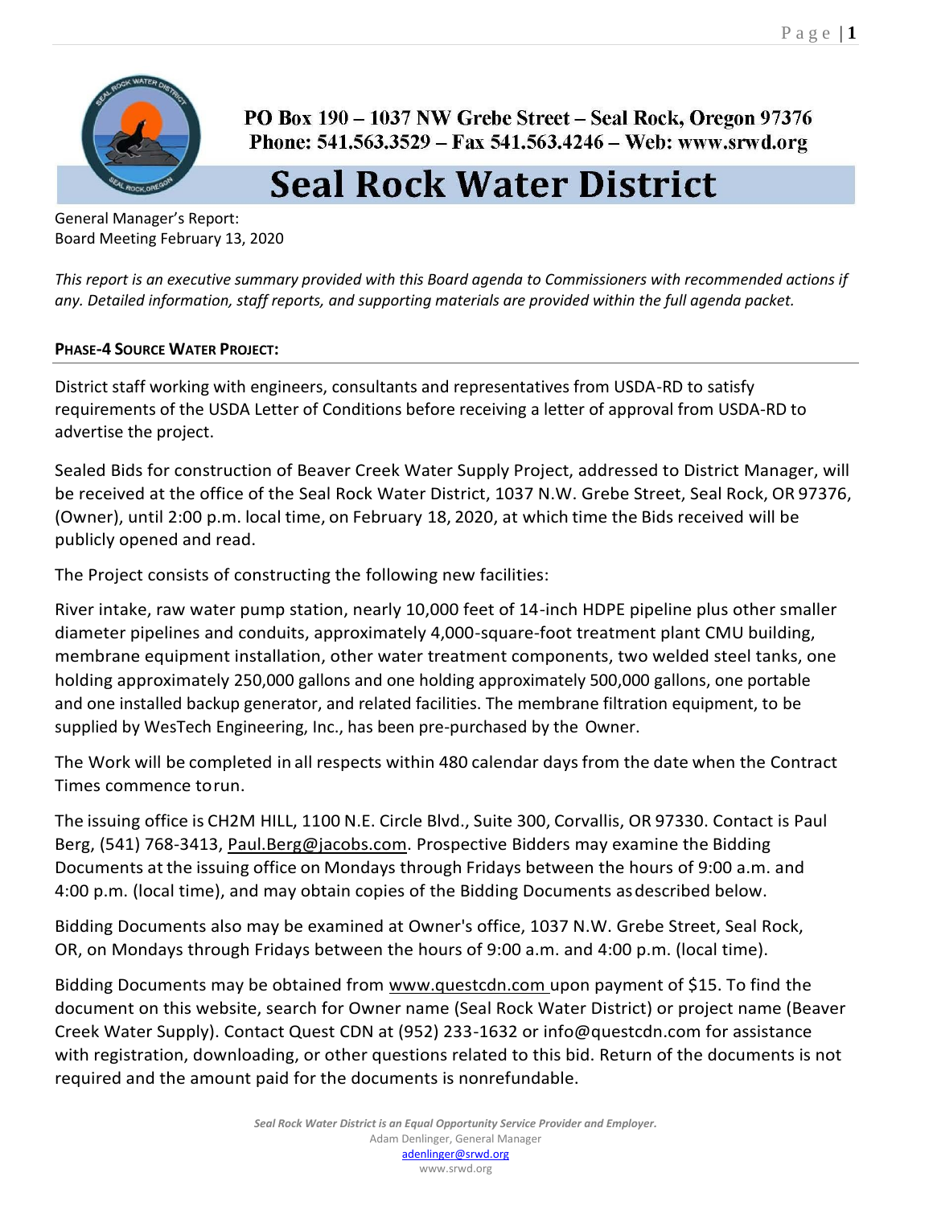PO Box 190 – 1037 NW Grebe Street – Seal Rock, Oregon 97376
Phone: 541.563.3529 – Fax 541.563.4246 – Web: www.srwd.org

# Seal Rock Water District

General Manager's Report:
Board Meeting February 13, 2020

*This report is an executive summary provided with this Board agenda to Commissioners with recommended actions if any. Detailed information, staff reports, and supporting materials are provided within the full agenda packet.*

## PHASE-4 SOURCE WATER PROJECT:

District staff working with engineers, consultants and representatives from USDA-RD to satisfy requirements of the USDA Letter of Conditions before receiving a letter of approval from USDA-RD to advertise the project.

Sealed Bids for construction of Beaver Creek Water Supply Project, addressed to District Manager, will be received at the office of the Seal Rock Water District, 1037 N.W. Grebe Street, Seal Rock, OR 97376, (Owner), until 2:00 p.m. local time, on February 18, 2020, at which time the Bids received will be publicly opened and read.

The Project consists of constructing the following new facilities:

River intake, raw water pump station, nearly 10,000 feet of 14-inch HDPE pipeline plus other smaller diameter pipelines and conduits, approximately 4,000-square-foot treatment plant CMU building, membrane equipment installation, other water treatment components, two welded steel tanks, one holding approximately 250,000 gallons and one holding approximately 500,000 gallons, one portable and one installed backup generator, and related facilities. The membrane filtration equipment, to be supplied by WesTech Engineering, Inc., has been pre-purchased by the Owner.

The Work will be completed in all respects within 480 calendar days from the date when the Contract Times commence to run.

The issuing office is CH2M HILL, 1100 N.E. Circle Blvd., Suite 300, Corvallis, OR 97330. Contact is Paul Berg, (541) 768-3413, Paul.Berg@jacobs.com. Prospective Bidders may examine the Bidding Documents at the issuing office on Mondays through Fridays between the hours of 9:00 a.m. and 4:00 p.m. (local time), and may obtain copies of the Bidding Documents as described below.

Bidding Documents also may be examined at Owner's office, 1037 N.W. Grebe Street, Seal Rock, OR, on Mondays through Fridays between the hours of 9:00 a.m. and 4:00 p.m. (local time).

Bidding Documents may be obtained from www.questcdn.com upon payment of $15. To find the document on this website, search for Owner name (Seal Rock Water District) or project name (Beaver Creek Water Supply). Contact Quest CDN at (952) 233-1632 or info@questcdn.com for assistance with registration, downloading, or other questions related to this bid. Return of the documents is not required and the amount paid for the documents is nonrefundable.

*Seal Rock Water District is an Equal Opportunity Service Provider and Employer.*
Adam Denlinger, General Manager
adenlinger@srwd.org
www.srwd.org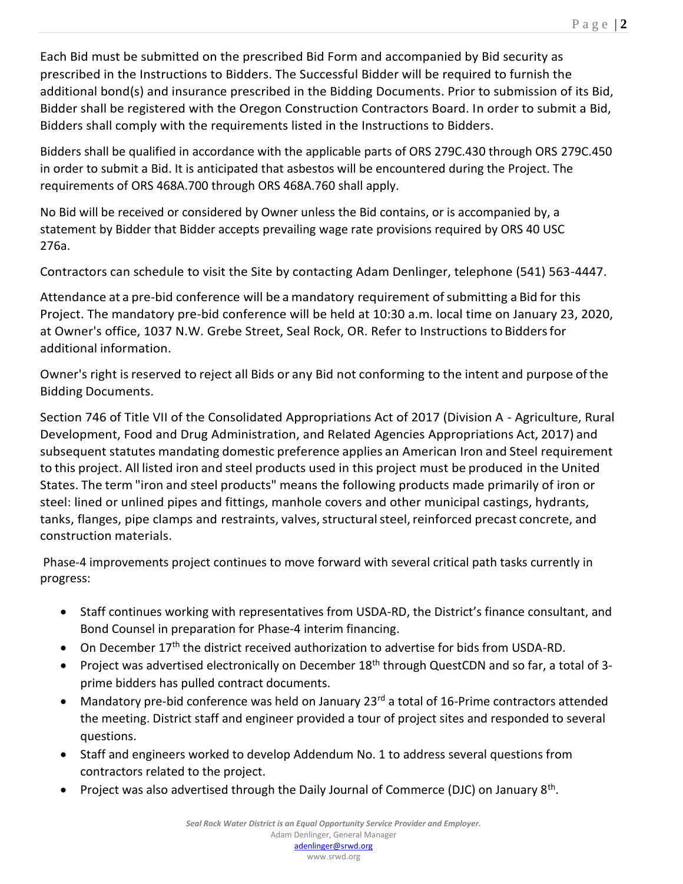Each Bid must be submitted on the prescribed Bid Form and accompanied by Bid security as prescribed in the Instructions to Bidders. The Successful Bidder will be required to furnish the additional bond(s) and insurance prescribed in the Bidding Documents. Prior to submission of its Bid, Bidder shall be registered with the Oregon Construction Contractors Board. In order to submit a Bid, Bidders shall comply with the requirements listed in the Instructions to Bidders.

Bidders shall be qualified in accordance with the applicable parts of ORS 279C.430 through ORS 279C.450 in order to submit a Bid. It is anticipated that asbestos will be encountered during the Project. The requirements of ORS 468A.700 through ORS 468A.760 shall apply.

No Bid will be received or considered by Owner unless the Bid contains, or is accompanied by, a statement by Bidder that Bidder accepts prevailing wage rate provisions required by ORS 40 USC 276a.

Contractors can schedule to visit the Site by contacting Adam Denlinger, telephone (541) 563-4447.

Attendance at a pre-bid conference will be a mandatory requirement of submitting a Bid for this Project. The mandatory pre-bid conference will be held at 10:30 a.m. local time on January 23, 2020, at Owner's office, 1037 N.W. Grebe Street, Seal Rock, OR. Refer to Instructions to Bidders for additional information.

Owner's right is reserved to reject all Bids or any Bid not conforming to the intent and purpose of the Bidding Documents.

Section 746 of Title VII of the Consolidated Appropriations Act of 2017 (Division A - Agriculture, Rural Development, Food and Drug Administration, and Related Agencies Appropriations Act, 2017) and subsequent statutes mandating domestic preference applies an American Iron and Steel requirement to this project. All listed iron and steel products used in this project must be produced in the United States. The term "iron and steel products" means the following products made primarily of iron or steel: lined or unlined pipes and fittings, manhole covers and other municipal castings, hydrants, tanks, flanges, pipe clamps and restraints, valves, structural steel, reinforced precast concrete, and construction materials.

Phase-4 improvements project continues to move forward with several critical path tasks currently in progress:

- Staff continues working with representatives from USDA-RD, the District's finance consultant, and Bond Counsel in preparation for Phase-4 interim financing.
- On December 17th the district received authorization to advertise for bids from USDA-RD.
- Project was advertised electronically on December 18th through QuestCDN and so far, a total of 3-prime bidders has pulled contract documents.
- Mandatory pre-bid conference was held on January 23rd a total of 16-Prime contractors attended the meeting. District staff and engineer provided a tour of project sites and responded to several questions.
- Staff and engineers worked to develop Addendum No. 1 to address several questions from contractors related to the project.
- Project was also advertised through the Daily Journal of Commerce (DJC) on January 8th.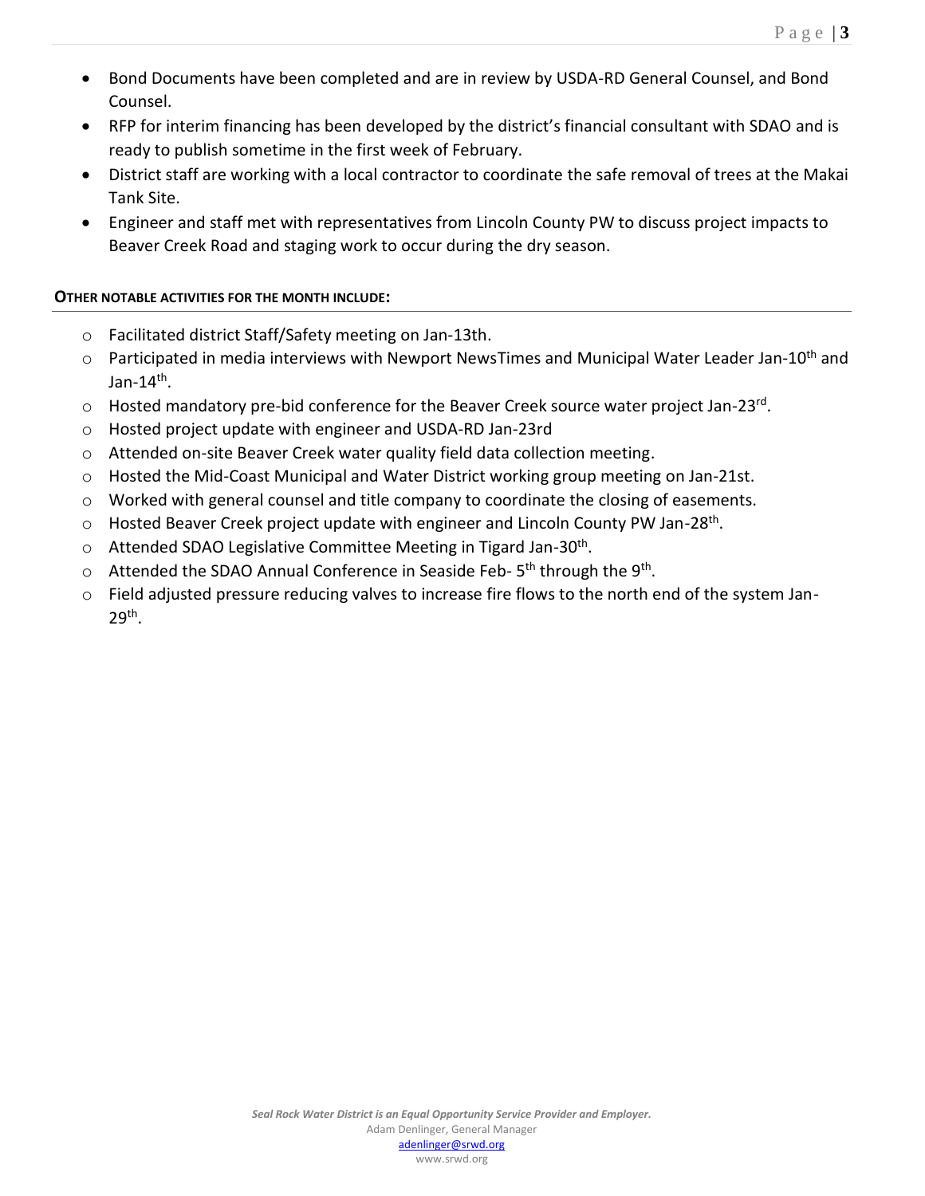- Bond Documents have been completed and are in review by USDA-RD General Counsel, and Bond Counsel.
- RFP for interim financing has been developed by the district's financial consultant with SDAO and is ready to publish sometime in the first week of February.
- District staff are working with a local contractor to coordinate the safe removal of trees at the Makai Tank Site.
- Engineer and staff met with representatives from Lincoln County PW to discuss project impacts to Beaver Creek Road and staging work to occur during the dry season.

**OTHER NOTABLE ACTIVITIES FOR THE MONTH INCLUDE:**

- Facilitated district Staff/Safety meeting on Jan-13th.
- Participated in media interviews with Newport NewsTimes and Municipal Water Leader Jan-10th and Jan-14th.
- Hosted mandatory pre-bid conference for the Beaver Creek source water project Jan-23rd.
- Hosted project update with engineer and USDA-RD Jan-23rd
- Attended on-site Beaver Creek water quality field data collection meeting.
- Hosted the Mid-Coast Municipal and Water District working group meeting on Jan-21st.
- Worked with general counsel and title company to coordinate the closing of easements.
- Hosted Beaver Creek project update with engineer and Lincoln County PW Jan-28th.
- Attended SDAO Legislative Committee Meeting in Tigard Jan-30th.
- Attended the SDAO Annual Conference in Seaside Feb- 5th through the 9th.
- Field adjusted pressure reducing valves to increase fire flows to the north end of the system Jan-29th.

***Seal Rock Water District is an Equal Opportunity Service Provider and Employer.***
Adam Denlinger, General Manager
adenlinger@srwd.org
www.srwd.org